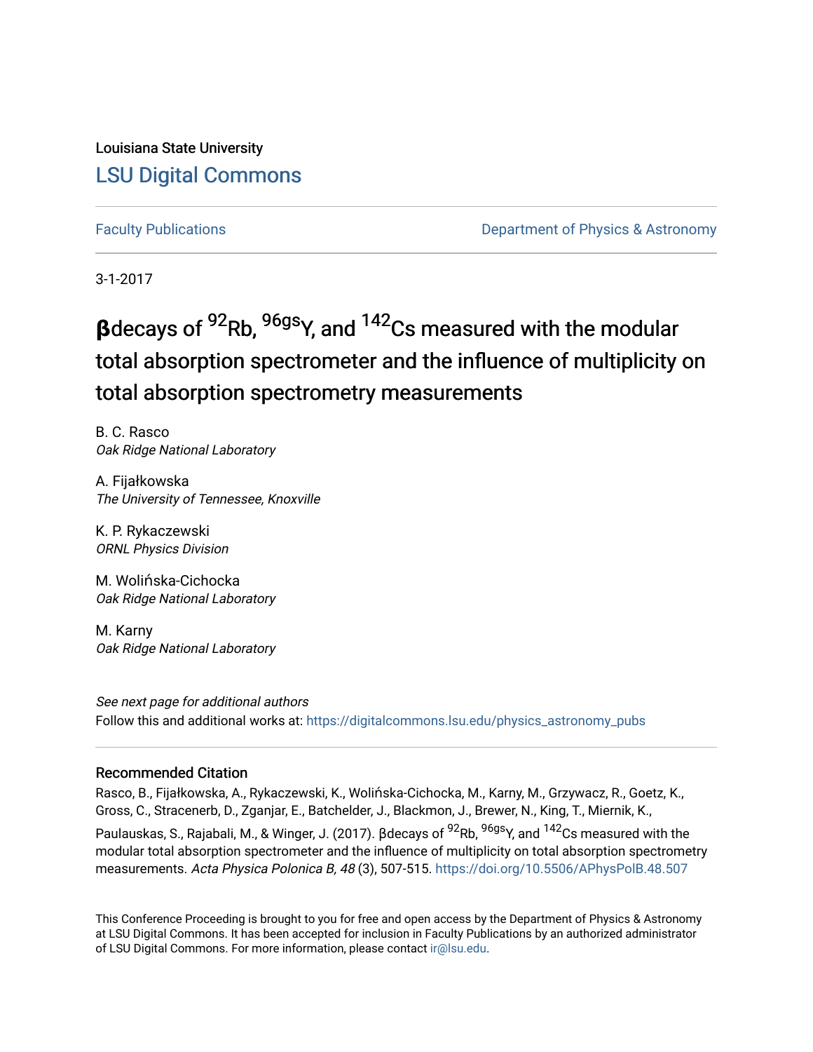Louisiana State University

LSU Digital Commons

Faculty Publications

Department of Physics & Astronomy

3-1-2017

# βdecays of $^{92}$Rb, $^{96gs}$Y, and $^{142}$Cs measured with the modular total absorption spectrometer and the influence of multiplicity on total absorption spectrometry measurements

B. C. Rasco
*Oak Ridge National Laboratory*

A. Fijałkowska
*The University of Tennessee, Knoxville*

K. P. Rykaczewski
*ORNL Physics Division*

M. Wolińska-Cichocka
*Oak Ridge National Laboratory*

M. Karny
*Oak Ridge National Laboratory*

*See next page for additional authors*

Follow this and additional works at: https://digitalcommons.lsu.edu/physics_astronomy_pubs

## Recommended Citation

Rasco, B., Fijałkowska, A., Rykaczewski, K., Wolińska-Cichocka, M., Karny, M., Grzywacz, R., Goetz, K., Gross, C., Stracenerb, D., Zganjar, E., Batchelder, J., Blackmon, J., Brewer, N., King, T., Miernik, K., Paulauskas, S., Rajabali, M., & Winger, J. (2017). βdecays of $^{92}$Rb, $^{96gs}$Y, and $^{142}$Cs measured with the modular total absorption spectrometer and the influence of multiplicity on total absorption spectrometry measurements. *Acta Physica Polonica B, 48* (3), 507-515. https://doi.org/10.5506/APhysPolB.48.507

This Conference Proceeding is brought to you for free and open access by the Department of Physics & Astronomy at LSU Digital Commons. It has been accepted for inclusion in Faculty Publications by an authorized administrator of LSU Digital Commons. For more information, please contact ir@lsu.edu.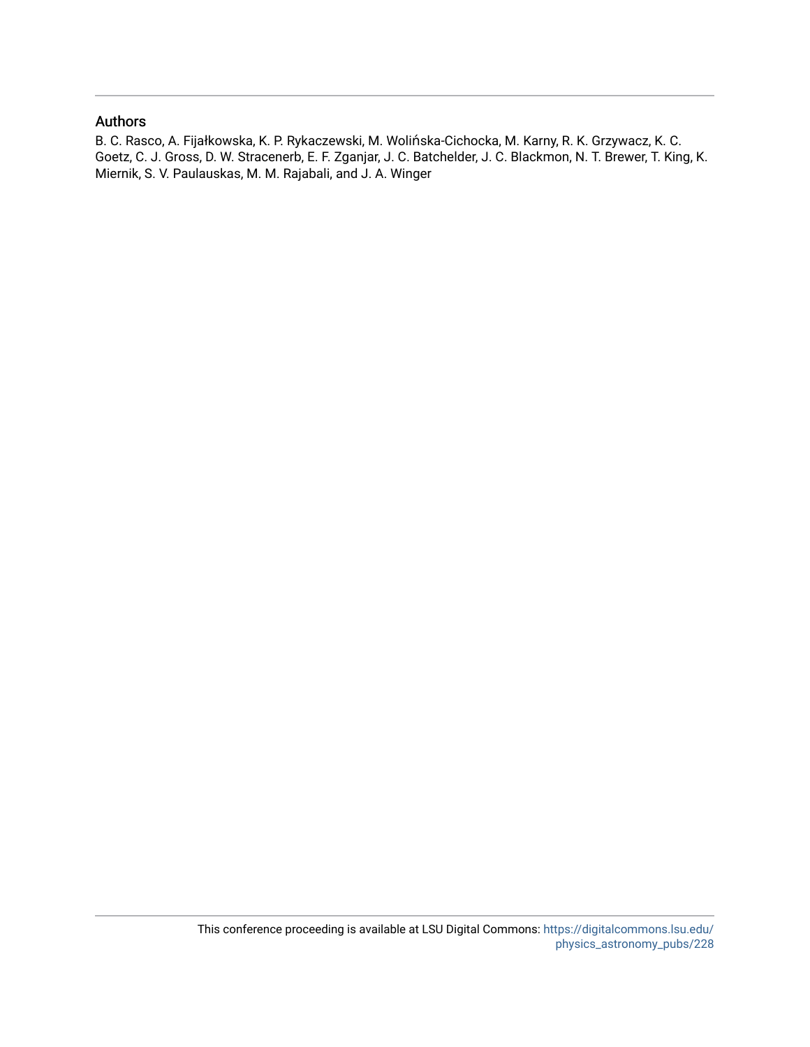## Authors

B. C. Rasco, A. Fijałkowska, K. P. Rykaczewski, M. Wolińska-Cichocka, M. Karny, R. K. Grzywacz, K. C. Goetz, C. J. Gross, D. W. Stracenerb, E. F. Zganjar, J. C. Batchelder, J. C. Blackmon, N. T. Brewer, T. King, K. Miernik, S. V. Paulauskas, M. M. Rajabali, and J. A. Winger

This conference proceeding is available at LSU Digital Commons: https://digitalcommons.lsu.edu/physics_astronomy_pubs/228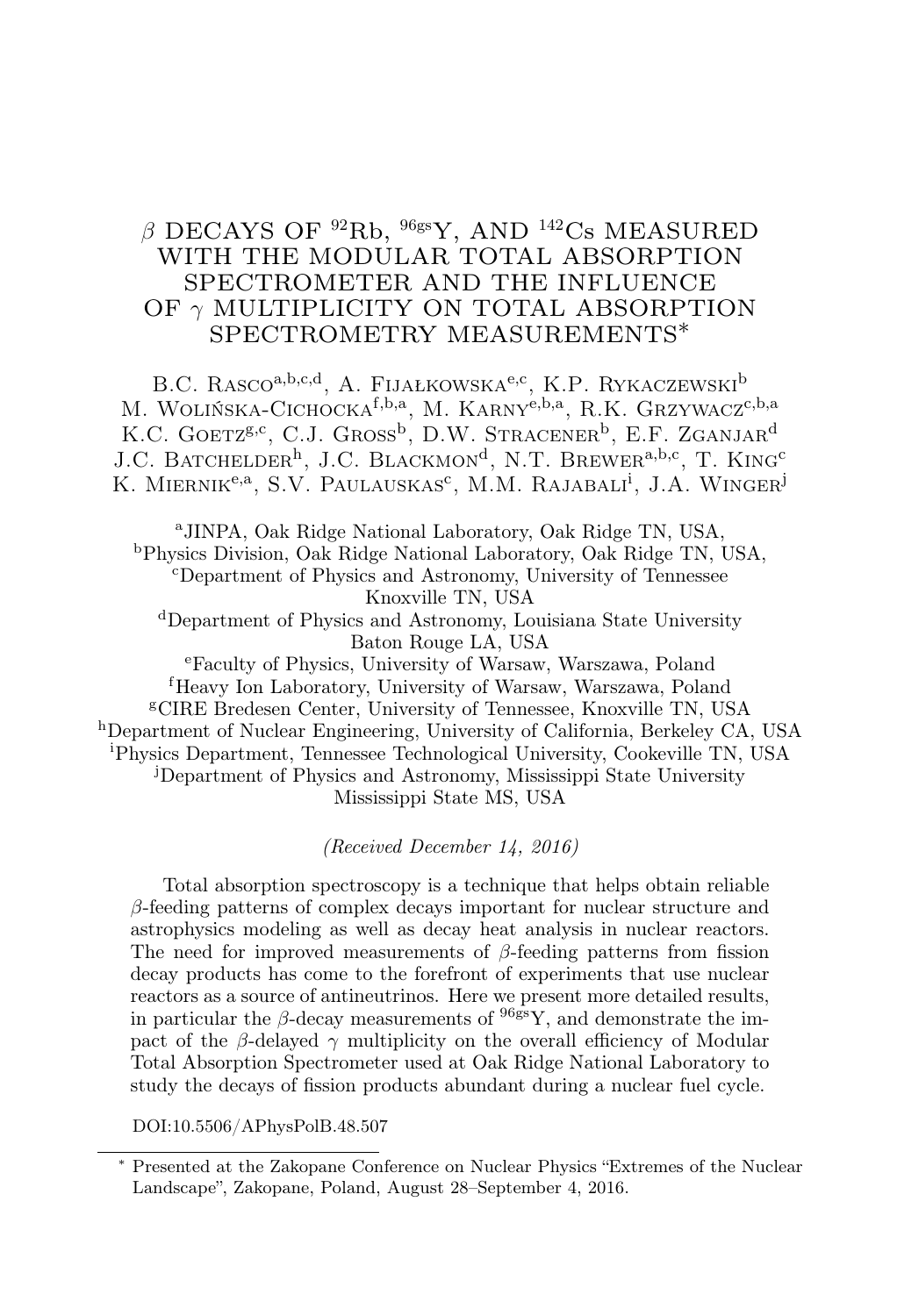# $\beta$ DECAYS OF $^{92}$Rb, $^{96\mathrm{gs}}$Y, AND $^{142}$Cs MEASURED WITH THE MODULAR TOTAL ABSORPTION SPECTROMETER AND THE INFLUENCE OF $\gamma$ MULTIPLICITY ON TOTAL ABSORPTION SPECTROMETRY MEASUREMENTS*

B.C. Rasco[a,b,c,d], A. Fijałkowska[e,c], K.P. Rykaczewski[b]
M. Wolińska-Cichocka[f,b,a], M. Karny[e,b,a], R.K. Grzywacz[c,b,a]
K.C. Goetz[g,c], C.J. Gross[b], D.W. Stracener[b], E.F. Zganjar[d]
J.C. Batchelder[h], J.C. Blackmon[d], N.T. Brewer[a,b,c], T. King[c]
K. Miernik[e,a], S.V. Paulauskas[c], M.M. Rajabali[i], J.A. Winger[j]

[a]JINPA, Oak Ridge National Laboratory, Oak Ridge TN, USA,
[b]Physics Division, Oak Ridge National Laboratory, Oak Ridge TN, USA,
[c]Department of Physics and Astronomy, University of Tennessee Knoxville TN, USA
[d]Department of Physics and Astronomy, Louisiana State University Baton Rouge LA, USA
[e]Faculty of Physics, University of Warsaw, Warszawa, Poland
[f]Heavy Ion Laboratory, University of Warsaw, Warszawa, Poland
[g]CIRE Bredesen Center, University of Tennessee, Knoxville TN, USA
[h]Department of Nuclear Engineering, University of California, Berkeley CA, USA
[i]Physics Department, Tennessee Technological University, Cookeville TN, USA
[j]Department of Physics and Astronomy, Mississippi State University Mississippi State MS, USA

*(Received December 14, 2016)*

Total absorption spectroscopy is a technique that helps obtain reliable $\beta$-feeding patterns of complex decays important for nuclear structure and astrophysics modeling as well as decay heat analysis in nuclear reactors. The need for improved measurements of $\beta$-feeding patterns from fission decay products has come to the forefront of experiments that use nuclear reactors as a source of antineutrinos. Here we present more detailed results, in particular the $\beta$-decay measurements of $^{96\mathrm{gs}}$Y, and demonstrate the impact of the $\beta$-delayed $\gamma$ multiplicity on the overall efficiency of Modular Total Absorption Spectrometer used at Oak Ridge National Laboratory to study the decays of fission products abundant during a nuclear fuel cycle.

DOI:10.5506/APhysPolB.48.507

* Presented at the Zakopane Conference on Nuclear Physics "Extremes of the Nuclear Landscape", Zakopane, Poland, August 28–September 4, 2016.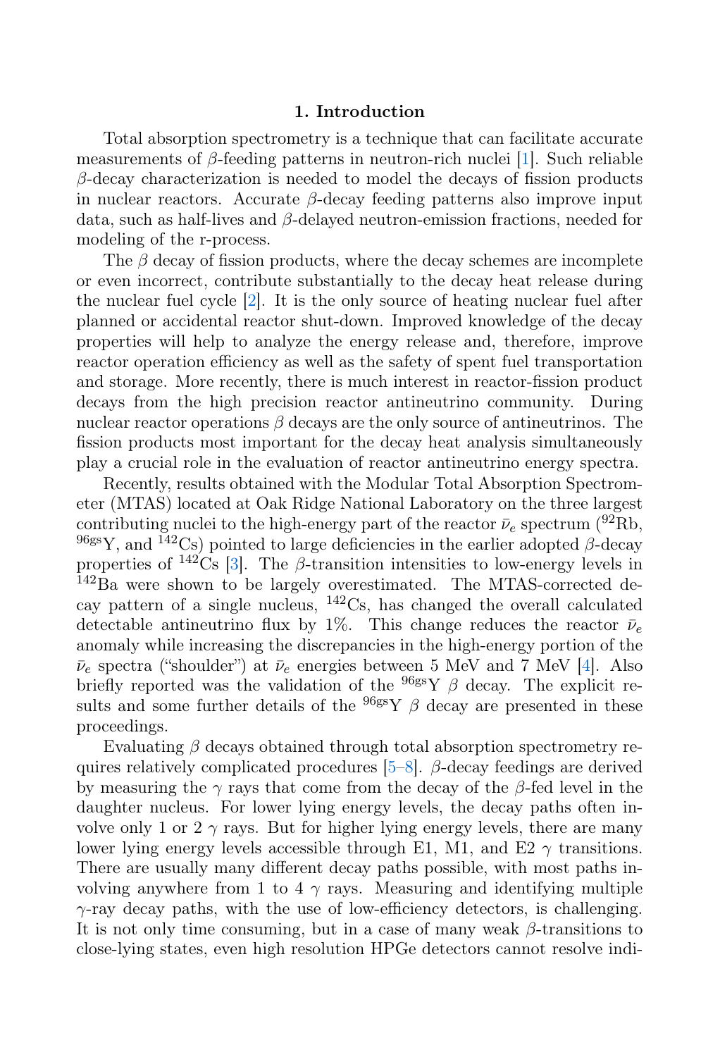## 1. Introduction

Total absorption spectrometry is a technique that can facilitate accurate measurements of $\beta$-feeding patterns in neutron-rich nuclei [1]. Such reliable $\beta$-decay characterization is needed to model the decays of fission products in nuclear reactors. Accurate $\beta$-decay feeding patterns also improve input data, such as half-lives and $\beta$-delayed neutron-emission fractions, needed for modeling of the r-process.

The $\beta$ decay of fission products, where the decay schemes are incomplete or even incorrect, contribute substantially to the decay heat release during the nuclear fuel cycle [2]. It is the only source of heating nuclear fuel after planned or accidental reactor shut-down. Improved knowledge of the decay properties will help to analyze the energy release and, therefore, improve reactor operation efficiency as well as the safety of spent fuel transportation and storage. More recently, there is much interest in reactor-fission product decays from the high precision reactor antineutrino community. During nuclear reactor operations $\beta$ decays are the only source of antineutrinos. The fission products most important for the decay heat analysis simultaneously play a crucial role in the evaluation of reactor antineutrino energy spectra.

Recently, results obtained with the Modular Total Absorption Spectrometer (MTAS) located at Oak Ridge National Laboratory on the three largest contributing nuclei to the high-energy part of the reactor $\bar{\nu}_e$ spectrum ($^{92}$Rb, $^{96\mathrm{gs}}$Y, and $^{142}$Cs) pointed to large deficiencies in the earlier adopted $\beta$-decay properties of $^{142}$Cs [3]. The $\beta$-transition intensities to low-energy levels in $^{142}$Ba were shown to be largely overestimated. The MTAS-corrected decay pattern of a single nucleus, $^{142}$Cs, has changed the overall calculated detectable antineutrino flux by 1%. This change reduces the reactor $\bar{\nu}_e$ anomaly while increasing the discrepancies in the high-energy portion of the $\bar{\nu}_e$ spectra ("shoulder") at $\bar{\nu}_e$ energies between 5 MeV and 7 MeV [4]. Also briefly reported was the validation of the $^{96\mathrm{gs}}$Y $\beta$ decay. The explicit results and some further details of the $^{96\mathrm{gs}}$Y $\beta$ decay are presented in these proceedings.

Evaluating $\beta$ decays obtained through total absorption spectrometry requires relatively complicated procedures [5–8]. $\beta$-decay feedings are derived by measuring the $\gamma$ rays that come from the decay of the $\beta$-fed level in the daughter nucleus. For lower lying energy levels, the decay paths often involve only 1 or 2 $\gamma$ rays. But for higher lying energy levels, there are many lower lying energy levels accessible through E1, M1, and E2 $\gamma$ transitions. There are usually many different decay paths possible, with most paths involving anywhere from 1 to 4 $\gamma$ rays. Measuring and identifying multiple $\gamma$-ray decay paths, with the use of low-efficiency detectors, is challenging. It is not only time consuming, but in a case of many weak $\beta$-transitions to close-lying states, even high resolution HPGe detectors cannot resolve indi-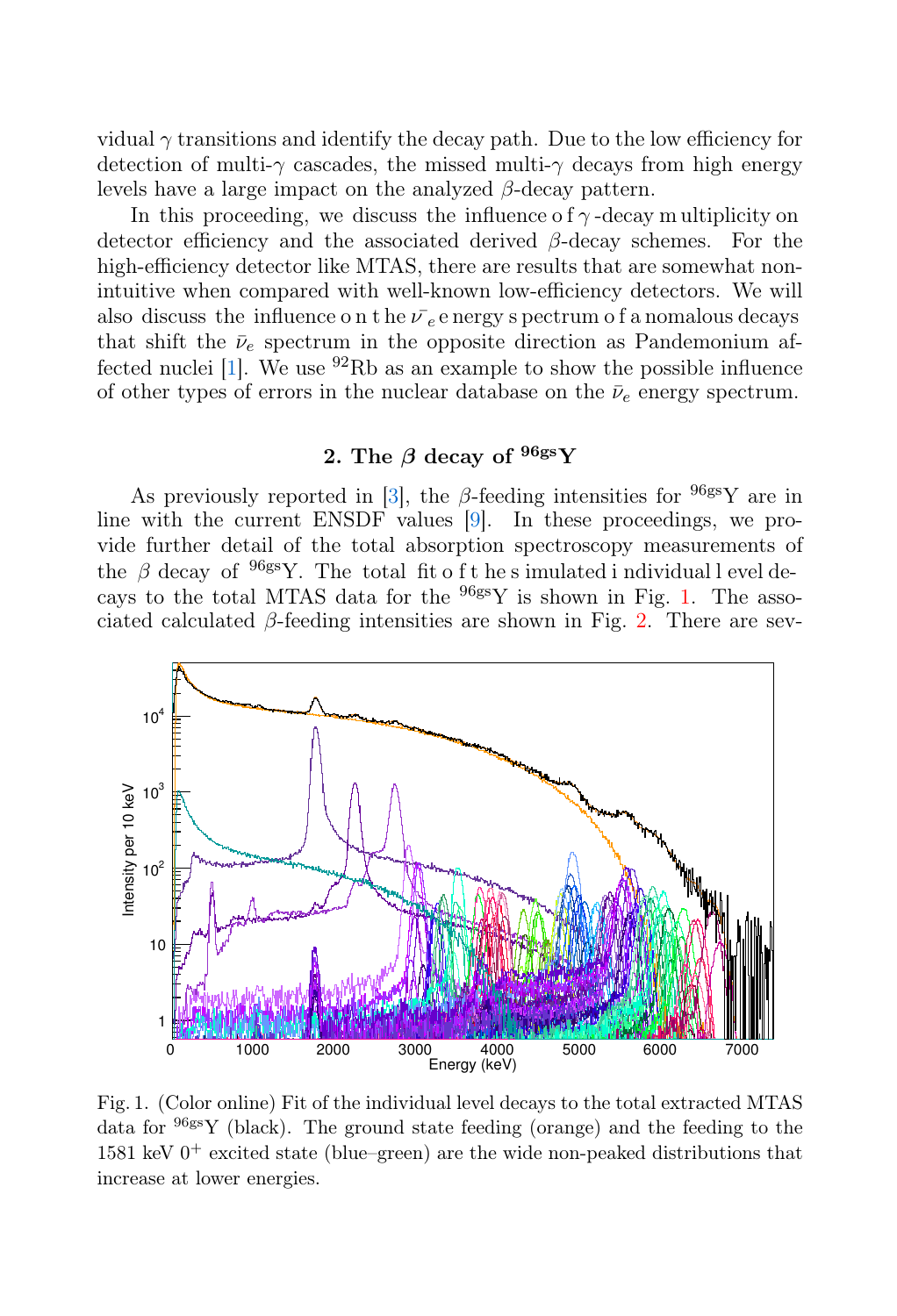vidual $\gamma$ transitions and identify the decay path. Due to the low efficiency for detection of multi-$\gamma$ cascades, the missed multi-$\gamma$ decays from high energy levels have a large impact on the analyzed $\beta$-decay pattern.

In this proceeding, we discuss the influence of $\gamma$-decay multiplicity on detector efficiency and the associated derived $\beta$-decay schemes. For the high-efficiency detector like MTAS, there are results that are somewhat non-intuitive when compared with well-known low-efficiency detectors. We will also discuss the influence on the $\bar{\nu}_e$ energy spectrum of anomalous decays that shift the $\bar{\nu}_e$ spectrum in the opposite direction as Pandemonium affected nuclei [1]. We use $^{92}$Rb as an example to show the possible influence of other types of errors in the nuclear database on the $\bar{\nu}_e$ energy spectrum.

## 2. The $\beta$ decay of $^{96\mathrm{gs}}$Y

As previously reported in [3], the $\beta$-feeding intensities for $^{96\mathrm{gs}}$Y are in line with the current ENSDF values [9]. In these proceedings, we provide further detail of the total absorption spectroscopy measurements of the $\beta$ decay of $^{96\mathrm{gs}}$Y. The total fit of the simulated individual level decays to the total MTAS data for the $^{96\mathrm{gs}}$Y is shown in Fig. 1. The associated calculated $\beta$-feeding intensities are shown in Fig. 2. There are sev-

Fig. 1. (Color online) Fit of the individual level decays to the total extracted MTAS data for $^{96\mathrm{gs}}$Y (black). The ground state feeding (orange) and the feeding to the 1581 keV $0^+$ excited state (blue–green) are the wide non-peaked distributions that increase at lower energies.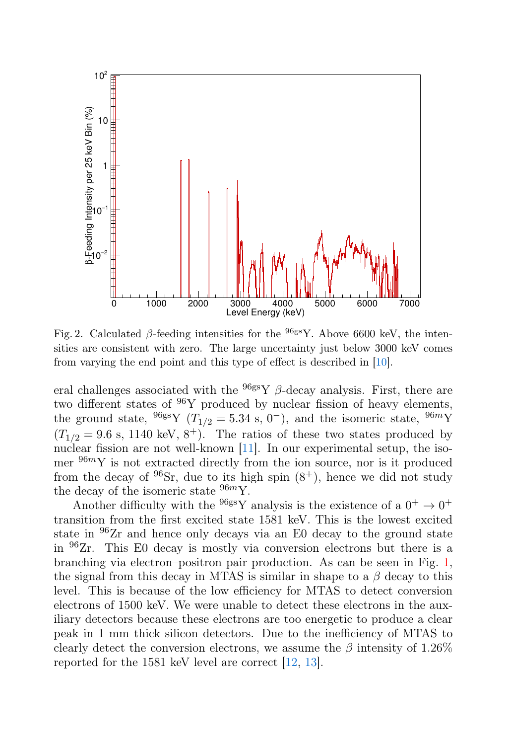Fig. 2. Calculated $\beta$-feeding intensities for the $^{96\mathrm{gs}}$Y. Above 6600 keV, the intensities are consistent with zero. The large uncertainty just below 3000 keV comes from varying the end point and this type of effect is described in [10].

eral challenges associated with the $^{96\mathrm{gs}}$Y $\beta$-decay analysis. First, there are two different states of $^{96}$Y produced by nuclear fission of heavy elements, the ground state, $^{96\mathrm{gs}}$Y ($T_{1/2} = 5.34$ s, $0^-$), and the isomeric state, $^{96m}$Y ($T_{1/2} = 9.6$ s, 1140 keV, $8^+$). The ratios of these two states produced by nuclear fission are not well-known [11]. In our experimental setup, the isomer $^{96m}$Y is not extracted directly from the ion source, nor is it produced from the decay of $^{96}$Sr, due to its high spin ($8^+$), hence we did not study the decay of the isomeric state $^{96m}$Y.

Another difficulty with the $^{96\mathrm{gs}}$Y analysis is the existence of a $0^+ \rightarrow 0^+$ transition from the first excited state 1581 keV. This is the lowest excited state in $^{96}$Zr and hence only decays via an E0 decay to the ground state in $^{96}$Zr. This E0 decay is mostly via conversion electrons but there is a branching via electron–positron pair production. As can be seen in Fig. 1, the signal from this decay in MTAS is similar in shape to a $\beta$ decay to this level. This is because of the low efficiency for MTAS to detect conversion electrons of 1500 keV. We were unable to detect these electrons in the auxiliary detectors because these electrons are too energetic to produce a clear peak in 1 mm thick silicon detectors. Due to the inefficiency of MTAS to clearly detect the conversion electrons, we assume the $\beta$ intensity of 1.26% reported for the 1581 keV level are correct [12, 13].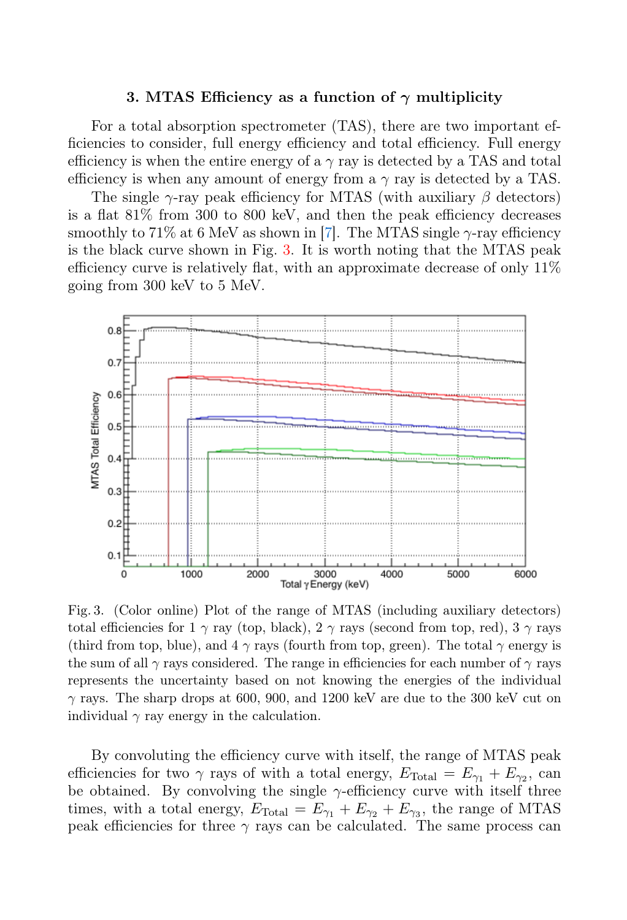## 3. MTAS Efficiency as a function of $\gamma$ multiplicity

For a total absorption spectrometer (TAS), there are two important efficiencies to consider, full energy efficiency and total efficiency. Full energy efficiency is when the entire energy of a $\gamma$ ray is detected by a TAS and total efficiency is when any amount of energy from a $\gamma$ ray is detected by a TAS.

The single $\gamma$-ray peak efficiency for MTAS (with auxiliary $\beta$ detectors) is a flat 81% from 300 to 800 keV, and then the peak efficiency decreases smoothly to 71% at 6 MeV as shown in [7]. The MTAS single $\gamma$-ray efficiency is the black curve shown in Fig. 3. It is worth noting that the MTAS peak efficiency curve is relatively flat, with an approximate decrease of only 11% going from 300 keV to 5 MeV.

Fig. 3. (Color online) Plot of the range of MTAS (including auxiliary detectors) total efficiencies for 1 $\gamma$ ray (top, black), 2 $\gamma$ rays (second from top, red), 3 $\gamma$ rays (third from top, blue), and 4 $\gamma$ rays (fourth from top, green). The total $\gamma$ energy is the sum of all $\gamma$ rays considered. The range in efficiencies for each number of $\gamma$ rays represents the uncertainty based on not knowing the energies of the individual $\gamma$ rays. The sharp drops at 600, 900, and 1200 keV are due to the 300 keV cut on individual $\gamma$ ray energy in the calculation.

By convoluting the efficiency curve with itself, the range of MTAS peak efficiencies for two $\gamma$ rays of with a total energy, $E_{\text{Total}} = E_{\gamma_1} + E_{\gamma_2}$, can be obtained. By convolving the single $\gamma$-efficiency curve with itself three times, with a total energy, $E_{\text{Total}} = E_{\gamma_1} + E_{\gamma_2} + E_{\gamma_3}$, the range of MTAS peak efficiencies for three $\gamma$ rays can be calculated. The same process can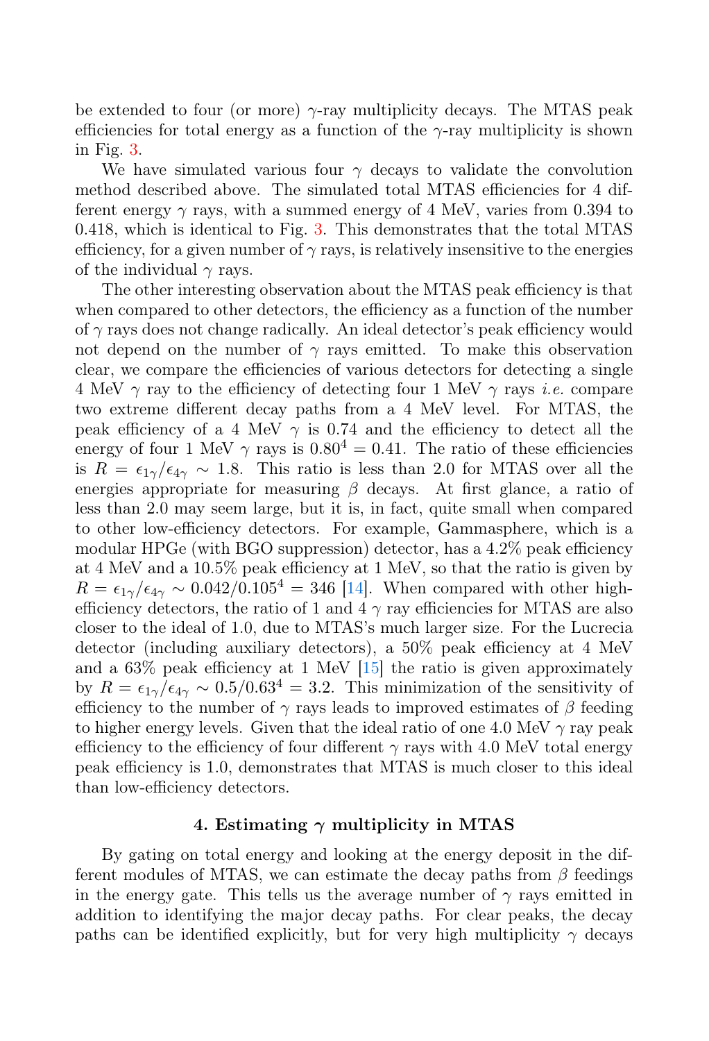be extended to four (or more) $\gamma$-ray multiplicity decays. The MTAS peak efficiencies for total energy as a function of the $\gamma$-ray multiplicity is shown in Fig. 3.

We have simulated various four $\gamma$ decays to validate the convolution method described above. The simulated total MTAS efficiencies for 4 different energy $\gamma$ rays, with a summed energy of 4 MeV, varies from 0.394 to 0.418, which is identical to Fig. 3. This demonstrates that the total MTAS efficiency, for a given number of $\gamma$ rays, is relatively insensitive to the energies of the individual $\gamma$ rays.

The other interesting observation about the MTAS peak efficiency is that when compared to other detectors, the efficiency as a function of the number of $\gamma$ rays does not change radically. An ideal detector's peak efficiency would not depend on the number of $\gamma$ rays emitted. To make this observation clear, we compare the efficiencies of various detectors for detecting a single 4 MeV $\gamma$ ray to the efficiency of detecting four 1 MeV $\gamma$ rays *i.e.* compare two extreme different decay paths from a 4 MeV level. For MTAS, the peak efficiency of a 4 MeV $\gamma$ is 0.74 and the efficiency to detect all the energy of four 1 MeV $\gamma$ rays is $0.80^4 = 0.41$. The ratio of these efficiencies is $R = \epsilon_{1\gamma}/\epsilon_{4\gamma} \sim 1.8$. This ratio is less than 2.0 for MTAS over all the energies appropriate for measuring $\beta$ decays. At first glance, a ratio of less than 2.0 may seem large, but it is, in fact, quite small when compared to other low-efficiency detectors. For example, Gammasphere, which is a modular HPGe (with BGO suppression) detector, has a 4.2% peak efficiency at 4 MeV and a 10.5% peak efficiency at 1 MeV, so that the ratio is given by $R = \epsilon_{1\gamma}/\epsilon_{4\gamma} \sim 0.042/0.105^4 = 346$ [14]. When compared with other high-efficiency detectors, the ratio of 1 and 4 $\gamma$ ray efficiencies for MTAS are also closer to the ideal of 1.0, due to MTAS's much larger size. For the Lucrecia detector (including auxiliary detectors), a 50% peak efficiency at 4 MeV and a 63% peak efficiency at 1 MeV [15] the ratio is given approximately by $R = \epsilon_{1\gamma}/\epsilon_{4\gamma} \sim 0.5/0.63^4 = 3.2$. This minimization of the sensitivity of efficiency to the number of $\gamma$ rays leads to improved estimates of $\beta$ feeding to higher energy levels. Given that the ideal ratio of one 4.0 MeV $\gamma$ ray peak efficiency to the efficiency of four different $\gamma$ rays with 4.0 MeV total energy peak efficiency is 1.0, demonstrates that MTAS is much closer to this ideal than low-efficiency detectors.

## 4. Estimating $\gamma$ multiplicity in MTAS

By gating on total energy and looking at the energy deposit in the different modules of MTAS, we can estimate the decay paths from $\beta$ feedings in the energy gate. This tells us the average number of $\gamma$ rays emitted in addition to identifying the major decay paths. For clear peaks, the decay paths can be identified explicitly, but for very high multiplicity $\gamma$ decays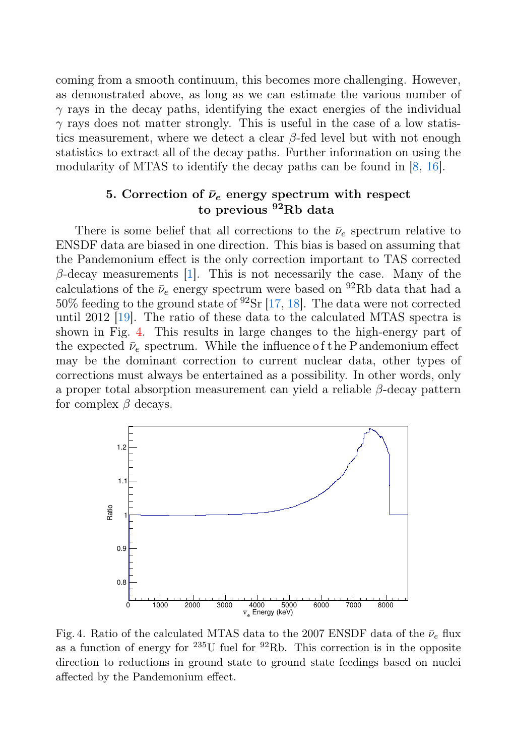coming from a smooth continuum, this becomes more challenging. However, as demonstrated above, as long as we can estimate the various number of $\gamma$ rays in the decay paths, identifying the exact energies of the individual $\gamma$ rays does not matter strongly. This is useful in the case of a low statistics measurement, where we detect a clear $\beta$-fed level but with not enough statistics to extract all of the decay paths. Further information on using the modularity of MTAS to identify the decay paths can be found in [8, 16].

## 5. Correction of $\bar{\nu}_e$ energy spectrum with respect to previous $^{92}$Rb data

There is some belief that all corrections to the $\bar{\nu}_e$ spectrum relative to ENSDF data are biased in one direction. This bias is based on assuming that the Pandemonium effect is the only correction important to TAS corrected $\beta$-decay measurements [1]. This is not necessarily the case. Many of the calculations of the $\bar{\nu}_e$ energy spectrum were based on $^{92}$Rb data that had a 50% feeding to the ground state of $^{92}$Sr [17, 18]. The data were not corrected until 2012 [19]. The ratio of these data to the calculated MTAS spectra is shown in Fig. 4. This results in large changes to the high-energy part of the expected $\bar{\nu}_e$ spectrum. While the influence of the Pandemonium effect may be the dominant correction to current nuclear data, other types of corrections must always be entertained as a possibility. In other words, only a proper total absorption measurement can yield a reliable $\beta$-decay pattern for complex $\beta$ decays.

Fig. 4. Ratio of the calculated MTAS data to the 2007 ENSDF data of the $\bar{\nu}_e$ flux as a function of energy for $^{235}$U fuel for $^{92}$Rb. This correction is in the opposite direction to reductions in ground state to ground state feedings based on nuclei affected by the Pandemonium effect.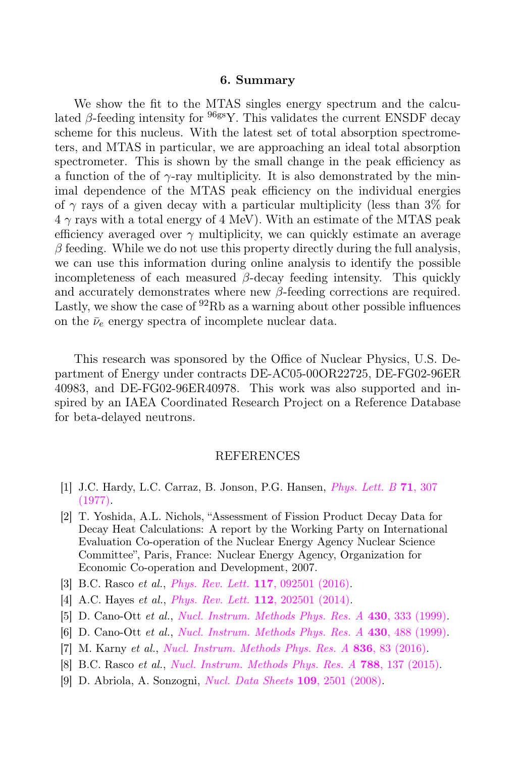## 6. Summary

We show the fit to the MTAS singles energy spectrum and the calculated $\beta$-feeding intensity for $^{96gs}$Y. This validates the current ENSDF decay scheme for this nucleus. With the latest set of total absorption spectrometers, and MTAS in particular, we are approaching an ideal total absorption spectrometer. This is shown by the small change in the peak efficiency as a function of the of $\gamma$-ray multiplicity. It is also demonstrated by the minimal dependence of the MTAS peak efficiency on the individual energies of $\gamma$ rays of a given decay with a particular multiplicity (less than 3% for 4 $\gamma$ rays with a total energy of 4 MeV). With an estimate of the MTAS peak efficiency averaged over $\gamma$ multiplicity, we can quickly estimate an average $\beta$ feeding. While we do not use this property directly during the full analysis, we can use this information during online analysis to identify the possible incompleteness of each measured $\beta$-decay feeding intensity. This quickly and accurately demonstrates where new $\beta$-feeding corrections are required. Lastly, we show the case of $^{92}$Rb as a warning about other possible influences on the $\bar{\nu}_e$ energy spectra of incomplete nuclear data.

This research was sponsored by the Office of Nuclear Physics, U.S. Department of Energy under contracts DE-AC05-00OR22725, DE-FG02-96ER 40983, and DE-FG02-96ER40978. This work was also supported and inspired by an IAEA Coordinated Research Project on a Reference Database for beta-delayed neutrons.

## REFERENCES

[1] J.C. Hardy, L.C. Carraz, B. Jonson, P.G. Hansen, *Phys. Lett. B* **71**, 307 (1977).

[2] T. Yoshida, A.L. Nichols, "Assessment of Fission Product Decay Data for Decay Heat Calculations: A report by the Working Party on International Evaluation Co-operation of the Nuclear Energy Agency Nuclear Science Committee", Paris, France: Nuclear Energy Agency, Organization for Economic Co-operation and Development, 2007.

[3] B.C. Rasco *et al.*, *Phys. Rev. Lett.* **117**, 092501 (2016).

[4] A.C. Hayes *et al.*, *Phys. Rev. Lett.* **112**, 202501 (2014).

[5] D. Cano-Ott *et al.*, *Nucl. Instrum. Methods Phys. Res. A* **430**, 333 (1999).

[6] D. Cano-Ott *et al.*, *Nucl. Instrum. Methods Phys. Res. A* **430**, 488 (1999).

[7] M. Karny *et al.*, *Nucl. Instrum. Methods Phys. Res. A* **836**, 83 (2016).

[8] B.C. Rasco *et al.*, *Nucl. Instrum. Methods Phys. Res. A* **788**, 137 (2015).

[9] D. Abriola, A. Sonzogni, *Nucl. Data Sheets* **109**, 2501 (2008).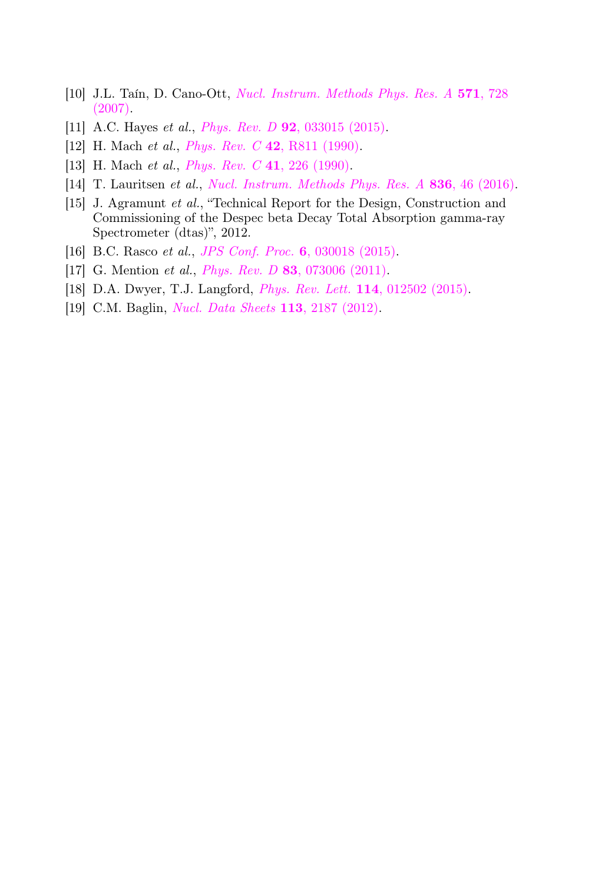[10] J.L. Taín, D. Cano-Ott, *Nucl. Instrum. Methods Phys. Res. A* **571**, 728 (2007).

[11] A.C. Hayes *et al.*, *Phys. Rev. D* **92**, 033015 (2015).

[12] H. Mach *et al.*, *Phys. Rev. C* **42**, R811 (1990).

[13] H. Mach *et al.*, *Phys. Rev. C* **41**, 226 (1990).

[14] T. Lauritsen *et al.*, *Nucl. Instrum. Methods Phys. Res. A* **836**, 46 (2016).

[15] J. Agramunt *et al.*, "Technical Report for the Design, Construction and Commissioning of the Despec beta Decay Total Absorption gamma-ray Spectrometer (dtas)", 2012.

[16] B.C. Rasco *et al.*, *JPS Conf. Proc.* **6**, 030018 (2015).

[17] G. Mention *et al.*, *Phys. Rev. D* **83**, 073006 (2011).

[18] D.A. Dwyer, T.J. Langford, *Phys. Rev. Lett.* **114**, 012502 (2015).

[19] C.M. Baglin, *Nucl. Data Sheets* **113**, 2187 (2012).